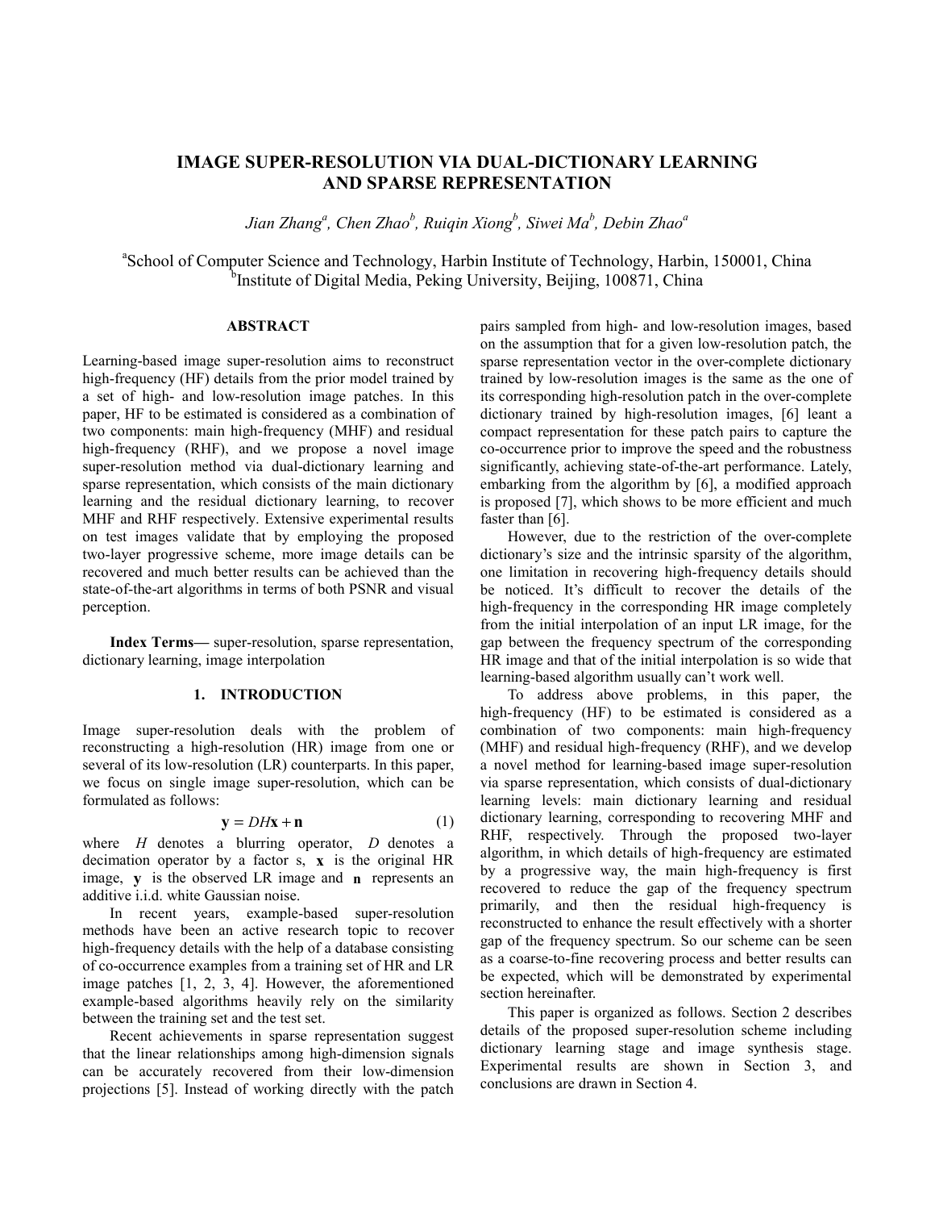# IMAGE SUPER-RESOLUTION VIA DUAL-DICTIONARY LEARNING AND SPARSE REPRESENTATION

*Jian Zhang[a], Chen Zhao[b], Ruiqin Xiong[b], Siwei Ma[b], Debin Zhao[a]*

[a]School of Computer Science and Technology, Harbin Institute of Technology, Harbin, 150001, China
[b]Institute of Digital Media, Peking University, Beijing, 100871, China

## ABSTRACT

Learning-based image super-resolution aims to reconstruct high-frequency (HF) details from the prior model trained by a set of high- and low-resolution image patches. In this paper, HF to be estimated is considered as a combination of two components: main high-frequency (MHF) and residual high-frequency (RHF), and we propose a novel image super-resolution method via dual-dictionary learning and sparse representation, which consists of the main dictionary learning and the residual dictionary learning, to recover MHF and RHF respectively. Extensive experimental results on test images validate that by employing the proposed two-layer progressive scheme, more image details can be recovered and much better results can be achieved than the state-of-the-art algorithms in terms of both PSNR and visual perception.

**Index Terms—** super-resolution, sparse representation, dictionary learning, image interpolation

## 1. INTRODUCTION

Image super-resolution deals with the problem of reconstructing a high-resolution (HR) image from one or several of its low-resolution (LR) counterparts. In this paper, we focus on single image super-resolution, which can be formulated as follows:

$$\mathbf{y} = DH\mathbf{x} + \mathbf{n} \tag{1}$$

where $H$ denotes a blurring operator, $D$ denotes a decimation operator by a factor s, $\mathbf{x}$ is the original HR image, $\mathbf{y}$ is the observed LR image and $\mathbf{n}$ represents an additive i.i.d. white Gaussian noise.

In recent years, example-based super-resolution methods have been an active research topic to recover high-frequency details with the help of a database consisting of co-occurrence examples from a training set of HR and LR image patches [1, 2, 3, 4]. However, the aforementioned example-based algorithms heavily rely on the similarity between the training set and the test set.

Recent achievements in sparse representation suggest that the linear relationships among high-dimension signals can be accurately recovered from their low-dimension projections [5]. Instead of working directly with the patch pairs sampled from high- and low-resolution images, based on the assumption that for a given low-resolution patch, the sparse representation vector in the over-complete dictionary trained by low-resolution images is the same as the one of its corresponding high-resolution patch in the over-complete dictionary trained by high-resolution images, [6] leant a compact representation for these patch pairs to capture the co-occurrence prior to improve the speed and the robustness significantly, achieving state-of-the-art performance. Lately, embarking from the algorithm by [6], a modified approach is proposed [7], which shows to be more efficient and much faster than [6].

However, due to the restriction of the over-complete dictionary's size and the intrinsic sparsity of the algorithm, one limitation in recovering high-frequency details should be noticed. It's difficult to recover the details of the high-frequency in the corresponding HR image completely from the initial interpolation of an input LR image, for the gap between the frequency spectrum of the corresponding HR image and that of the initial interpolation is so wide that learning-based algorithm usually can't work well.

To address above problems, in this paper, the high-frequency (HF) to be estimated is considered as a combination of two components: main high-frequency (MHF) and residual high-frequency (RHF), and we develop a novel method for learning-based image super-resolution via sparse representation, which consists of dual-dictionary learning levels: main dictionary learning and residual dictionary learning, corresponding to recovering MHF and RHF, respectively. Through the proposed two-layer algorithm, in which details of high-frequency are estimated by a progressive way, the main high-frequency is first recovered to reduce the gap of the frequency spectrum primarily, and then the residual high-frequency is reconstructed to enhance the result effectively with a shorter gap of the frequency spectrum. So our scheme can be seen as a coarse-to-fine recovering process and better results can be expected, which will be demonstrated by experimental section hereinafter.

This paper is organized as follows. Section 2 describes details of the proposed super-resolution scheme including dictionary learning stage and image synthesis stage. Experimental results are shown in Section 3, and conclusions are drawn in Section 4.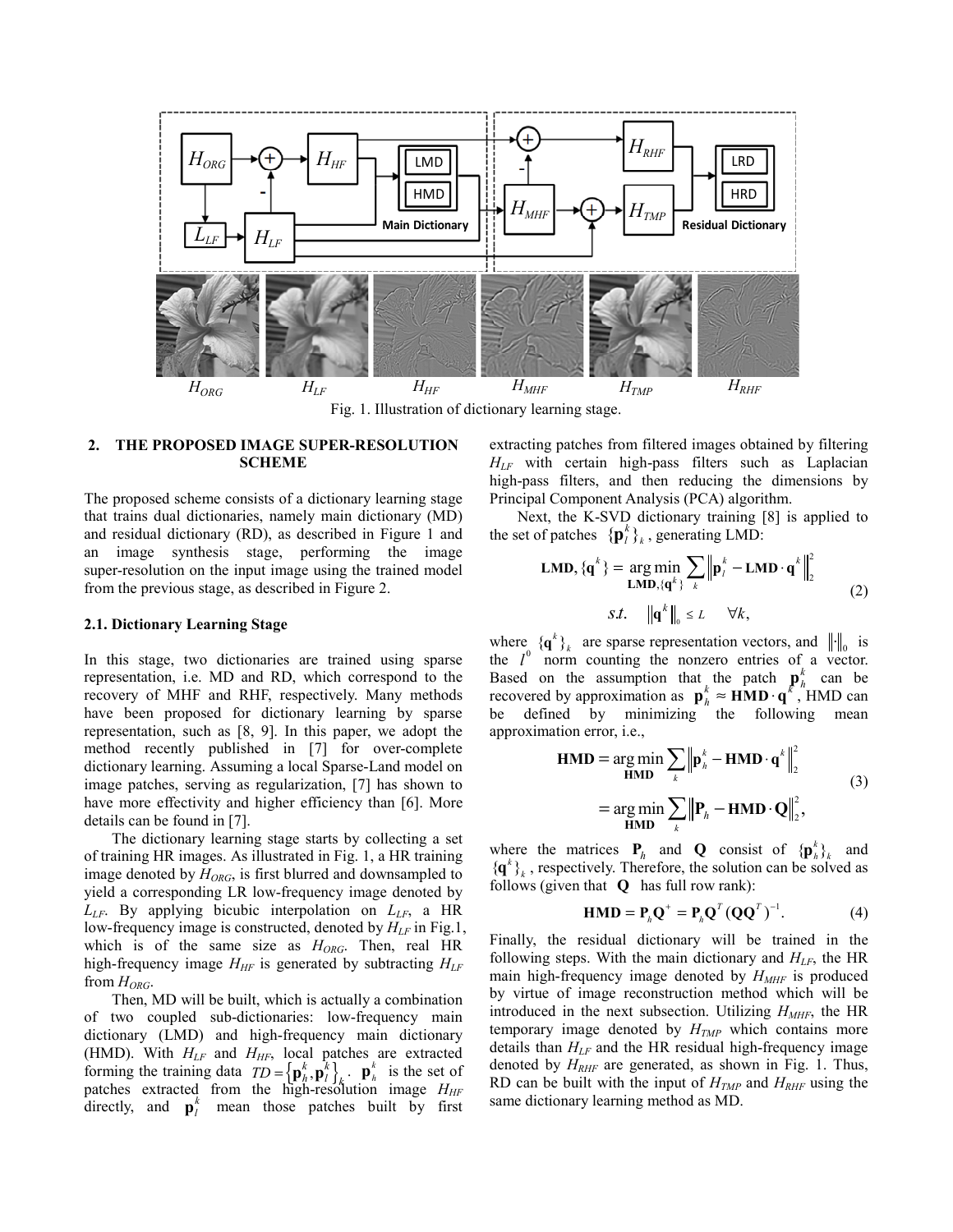Fig. 1. Illustration of dictionary learning stage.

## 2. THE PROPOSED IMAGE SUPER-RESOLUTION SCHEME

The proposed scheme consists of a dictionary learning stage that trains dual dictionaries, namely main dictionary (MD) and residual dictionary (RD), as described in Figure 1 and an image synthesis stage, performing the image super-resolution on the input image using the trained model from the previous stage, as described in Figure 2.

### 2.1. Dictionary Learning Stage

In this stage, two dictionaries are trained using sparse representation, i.e. MD and RD, which correspond to the recovery of MHF and RHF, respectively. Many methods have been proposed for dictionary learning by sparse representation, such as [8, 9]. In this paper, we adopt the method recently published in [7] for over-complete dictionary learning. Assuming a local Sparse-Land model on image patches, serving as regularization, [7] has shown to have more effectivity and higher efficiency than [6]. More details can be found in [7].

The dictionary learning stage starts by collecting a set of training HR images. As illustrated in Fig. 1, a HR training image denoted by $H_{ORG}$, is first blurred and downsampled to yield a corresponding LR low-frequency image denoted by $L_{LF}$. By applying bicubic interpolation on $L_{LF}$, a HR low-frequency image is constructed, denoted by $H_{LF}$ in Fig.1, which is of the same size as $H_{ORG}$. Then, real HR high-frequency image $H_{HF}$ is generated by subtracting $H_{LF}$ from $H_{ORG}$.

Then, MD will be built, which is actually a combination of two coupled sub-dictionaries: low-frequency main dictionary (LMD) and high-frequency main dictionary (HMD). With $H_{LF}$ and $H_{HF}$, local patches are extracted forming the training data $TD = \{\mathbf{p}_h^k, \mathbf{p}_l^k\}_k$. $\mathbf{p}_h^k$ is the set of patches extracted from the high-resolution image $H_{HF}$ directly, and $\mathbf{p}_l^k$ mean those patches built by first extracting patches from filtered images obtained by filtering $H_{LF}$ with certain high-pass filters such as Laplacian high-pass filters, and then reducing the dimensions by Principal Component Analysis (PCA) algorithm.

Next, the K-SVD dictionary training [8] is applied to the set of patches $\{\mathbf{p}_l^k\}_k$, generating LMD:

$$\mathbf{LMD}, \{\mathbf{q}^k\} = \underset{\mathbf{LMD}, \{\mathbf{q}^k\}}{\arg\min} \sum_k \left\| \mathbf{p}_l^k - \mathbf{LMD} \cdot \mathbf{q}^k \right\|_2^2 \quad s.t. \quad \left\| \mathbf{q}^k \right\|_0 \leq L \quad \forall k, \tag{2}$$

where $\{\mathbf{q}^k\}_k$ are sparse representation vectors, and $\|\cdot\|_0$ is the $l^0$ norm counting the nonzero entries of a vector. Based on the assumption that the patch $\mathbf{p}_h^k$ can be recovered by approximation as $\mathbf{p}_h^k \approx \mathbf{HMD} \cdot \mathbf{q}^k$, HMD can be defined by minimizing the following mean approximation error, i.e.,

$$\begin{aligned} \mathbf{HMD} &= \underset{\mathbf{HMD}}{\arg\min} \sum_k \left\| \mathbf{p}_h^k - \mathbf{HMD} \cdot \mathbf{q}^k \right\|_2^2 \\ &= \underset{\mathbf{HMD}}{\arg\min} \sum_k \left\| \mathbf{P}_h - \mathbf{HMD} \cdot \mathbf{Q} \right\|_2^2, \end{aligned} \tag{3}$$

where the matrices $\mathbf{P}_h$ and $\mathbf{Q}$ consist of $\{\mathbf{p}_h^k\}_k$ and $\{\mathbf{q}^k\}_k$, respectively. Therefore, the solution can be solved as follows (given that $\mathbf{Q}$ has full row rank):

$$\mathbf{HMD} = \mathbf{P}_h \mathbf{Q}^+ = \mathbf{P}_h \mathbf{Q}^T (\mathbf{Q}\mathbf{Q}^T)^{-1}. \tag{4}$$

Finally, the residual dictionary will be trained in the following steps. With the main dictionary and $H_{LF}$, the HR main high-frequency image denoted by $H_{MHF}$ is produced by virtue of image reconstruction method which will be introduced in the next subsection. Utilizing $H_{MHF}$, the HR temporary image denoted by $H_{TMP}$ which contains more details than $H_{LF}$ and the HR residual high-frequency image denoted by $H_{RHF}$ are generated, as shown in Fig. 1. Thus, RD can be built with the input of $H_{TMP}$ and $H_{RHF}$ using the same dictionary learning method as MD.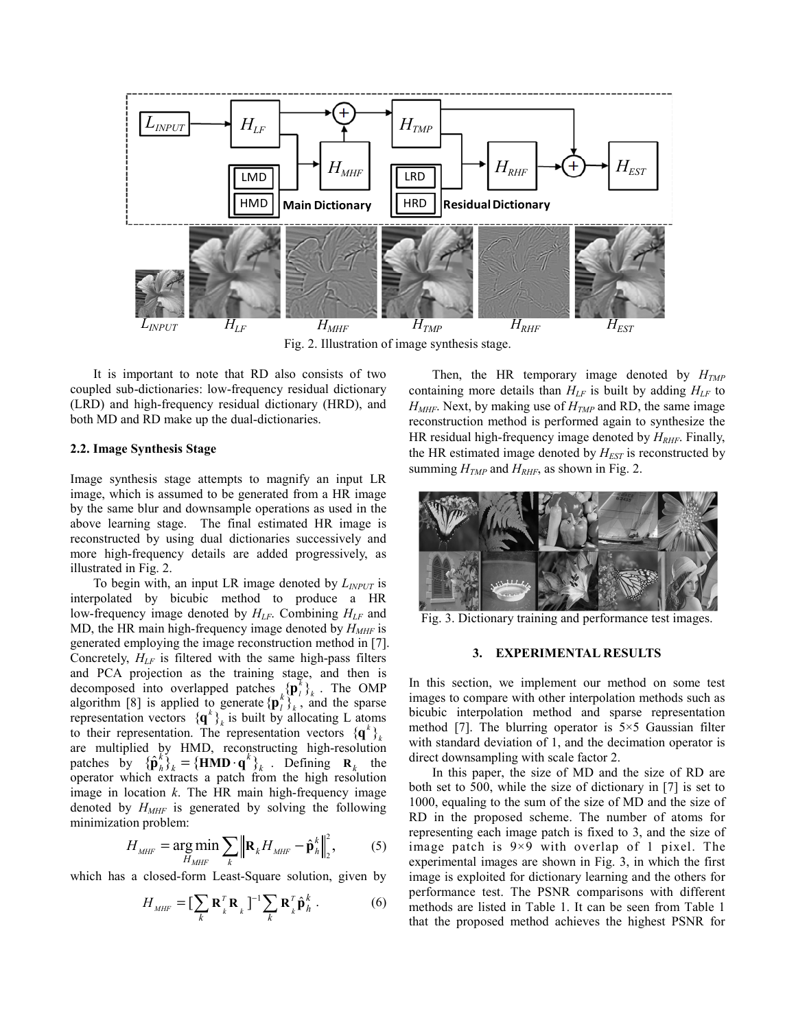Fig. 2. Illustration of image synthesis stage.

It is important to note that RD also consists of two coupled sub-dictionaries: low-frequency residual dictionary (LRD) and high-frequency residual dictionary (HRD), and both MD and RD make up the dual-dictionaries.

### 2.2. Image Synthesis Stage

Image synthesis stage attempts to magnify an input LR image, which is assumed to be generated from a HR image by the same blur and downsample operations as used in the above learning stage. The final estimated HR image is reconstructed by using dual dictionaries successively and more high-frequency details are added progressively, as illustrated in Fig. 2.

To begin with, an input LR image denoted by $L_{INPUT}$ is interpolated by bicubic method to produce a HR low-frequency image denoted by $H_{LF}$. Combining $H_{LF}$ and MD, the HR main high-frequency image denoted by $H_{MHF}$ is generated employing the image reconstruction method in [7]. Concretely, $H_{LF}$ is filtered with the same high-pass filters and PCA projection as the training stage, and then is decomposed into overlapped patches $\{\mathbf{p}_l^k\}_k$. The OMP algorithm [8] is applied to generate $\{\mathbf{p}_l^k\}_k$, and the sparse representation vectors $\{\mathbf{q}^k\}_k$ is built by allocating L atoms to their representation. The representation vectors $\{\mathbf{q}^k\}_k$ are multiplied by HMD, reconstructing high-resolution patches by $\{\hat{\mathbf{p}}_h^k\}_k = \{\mathbf{HMD}\cdot\mathbf{q}^k\}_k$. Defining $\mathbf{R}_k$ the operator which extracts a patch from the high resolution image in location $k$. The HR main high-frequency image denoted by $H_{MHF}$ is generated by solving the following minimization problem:

$$H_{MHF} = \underset{H_{MHF}}{\arg\min} \sum_k \left\| \mathbf{R}_k H_{MHF} - \hat{\mathbf{p}}_h^k \right\|_2^2, \tag{5}$$

which has a closed-form Least-Square solution, given by

$$H_{MHF} = [\sum_k \mathbf{R}_k^T \mathbf{R}_k]^{-1} \sum_k \mathbf{R}_k^T \hat{\mathbf{p}}_h^k. \tag{6}$$

Then, the HR temporary image denoted by $H_{TMP}$ containing more details than $H_{LF}$ is built by adding $H_{LF}$ to $H_{MHF}$. Next, by making use of $H_{TMP}$ and RD, the same image reconstruction method is performed again to synthesize the HR residual high-frequency image denoted by $H_{RHF}$. Finally, the HR estimated image denoted by $H_{EST}$ is reconstructed by summing $H_{TMP}$ and $H_{RHF}$, as shown in Fig. 2.

Fig. 3. Dictionary training and performance test images.

## 3. EXPERIMENTAL RESULTS

In this section, we implement our method on some test images to compare with other interpolation methods such as bicubic interpolation method and sparse representation method [7]. The blurring operator is 5×5 Gaussian filter with standard deviation of 1, and the decimation operator is direct downsampling with scale factor 2.

In this paper, the size of MD and the size of RD are both set to 500, while the size of dictionary in [7] is set to 1000, equaling to the sum of the size of MD and the size of RD in the proposed scheme. The number of atoms for representing each image patch is fixed to 3, and the size of image patch is 9×9 with overlap of 1 pixel. The experimental images are shown in Fig. 3, in which the first image is exploited for dictionary learning and the others for performance test. The PSNR comparisons with different methods are listed in Table 1. It can be seen from Table 1 that the proposed method achieves the highest PSNR for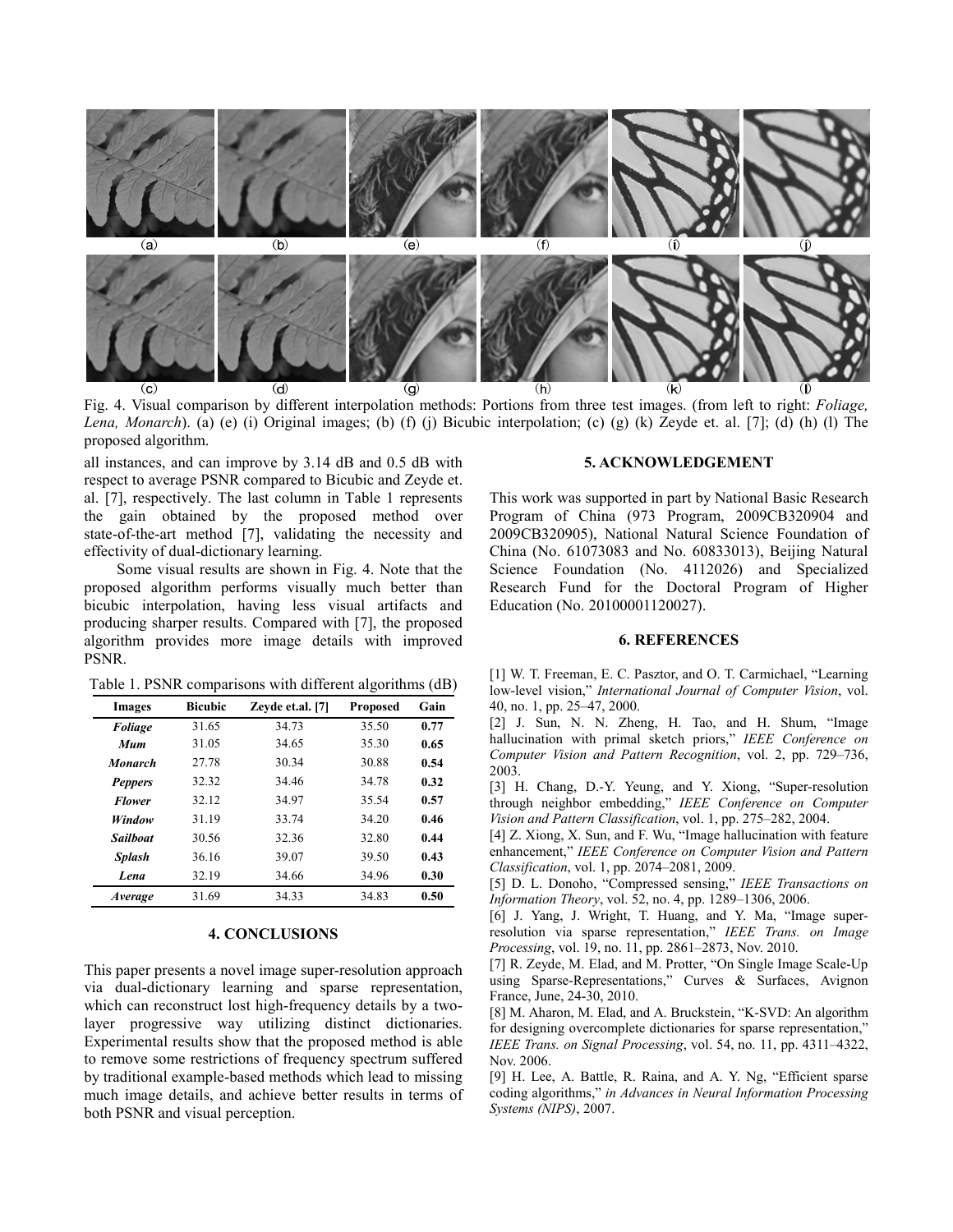(a) (b) (e) (f) (i) (j)

(c) (d) (g) (h) (k) (l)

Fig. 4. Visual comparison by different interpolation methods: Portions from three test images. (from left to right: *Foliage, Lena, Monarch*). (a) (e) (i) Original images; (b) (f) (j) Bicubic interpolation; (c) (g) (k) Zeyde et. al. [7]; (d) (h) (l) The proposed algorithm.

all instances, and can improve by 3.14 dB and 0.5 dB with respect to average PSNR compared to Bicubic and Zeyde et. al. [7], respectively. The last column in Table 1 represents the gain obtained by the proposed method over state-of-the-art method [7], validating the necessity and effectivity of dual-dictionary learning.

Some visual results are shown in Fig. 4. Note that the proposed algorithm performs visually much better than bicubic interpolation, having less visual artifacts and producing sharper results. Compared with [7], the proposed algorithm provides more image details with improved PSNR.

Table 1. PSNR comparisons with different algorithms (dB)

| Images | Bicubic | Zeyde et.al. [7] | Proposed | Gain |
|---|---|---|---|---|
| ***Foliage*** | 31.65 | 34.73 | 35.50 | **0.77** |
| ***Mum*** | 31.05 | 34.65 | 35.30 | **0.65** |
| ***Monarch*** | 27.78 | 30.34 | 30.88 | **0.54** |
| ***Peppers*** | 32.32 | 34.46 | 34.78 | **0.32** |
| ***Flower*** | 32.12 | 34.97 | 35.54 | **0.57** |
| ***Window*** | 31.19 | 33.74 | 34.20 | **0.46** |
| ***Sailboat*** | 30.56 | 32.36 | 32.80 | **0.44** |
| ***Splash*** | 36.16 | 39.07 | 39.50 | **0.43** |
| ***Lena*** | 32.19 | 34.66 | 34.96 | **0.30** |
| ***Average*** | 31.69 | 34.33 | 34.83 | **0.50** |

## 4. CONCLUSIONS

This paper presents a novel image super-resolution approach via dual-dictionary learning and sparse representation, which can reconstruct lost high-frequency details by a two-layer progressive way utilizing distinct dictionaries. Experimental results show that the proposed method is able to remove some restrictions of frequency spectrum suffered by traditional example-based methods which lead to missing much image details, and achieve better results in terms of both PSNR and visual perception.

## 5. ACKNOWLEDGEMENT

This work was supported in part by National Basic Research Program of China (973 Program, 2009CB320904 and 2009CB320905), National Natural Science Foundation of China (No. 61073083 and No. 60833013), Beijing Natural Science Foundation (No. 4112026) and Specialized Research Fund for the Doctoral Program of Higher Education (No. 20100001120027).

## 6. REFERENCES

[1] W. T. Freeman, E. C. Pasztor, and O. T. Carmichael, "Learning low-level vision," *International Journal of Computer Vision*, vol. 40, no. 1, pp. 25–47, 2000.

[2] J. Sun, N. N. Zheng, H. Tao, and H. Shum, "Image hallucination with primal sketch priors," *IEEE Conference on Computer Vision and Pattern Recognition*, vol. 2, pp. 729–736, 2003.

[3] H. Chang, D.-Y. Yeung, and Y. Xiong, "Super-resolution through neighbor embedding," *IEEE Conference on Computer Vision and Pattern Classification*, vol. 1, pp. 275–282, 2004.

[4] Z. Xiong, X. Sun, and F. Wu, "Image hallucination with feature enhancement," *IEEE Conference on Computer Vision and Pattern Classification*, vol. 1, pp. 2074–2081, 2009.

[5] D. L. Donoho, "Compressed sensing," *IEEE Transactions on Information Theory*, vol. 52, no. 4, pp. 1289–1306, 2006.

[6] J. Yang, J. Wright, T. Huang, and Y. Ma, "Image super-resolution via sparse representation," *IEEE Trans. on Image Processing*, vol. 19, no. 11, pp. 2861–2873, Nov. 2010.

[7] R. Zeyde, M. Elad, and M. Protter, "On Single Image Scale-Up using Sparse-Representations," Curves & Surfaces, Avignon France, June, 24-30, 2010.

[8] M. Aharon, M. Elad, and A. Bruckstein, "K-SVD: An algorithm for designing overcomplete dictionaries for sparse representation," *IEEE Trans. on Signal Processing*, vol. 54, no. 11, pp. 4311–4322, Nov. 2006.

[9] H. Lee, A. Battle, R. Raina, and A. Y. Ng, "Efficient sparse coding algorithms," *in Advances in Neural Information Processing Systems (NIPS)*, 2007.